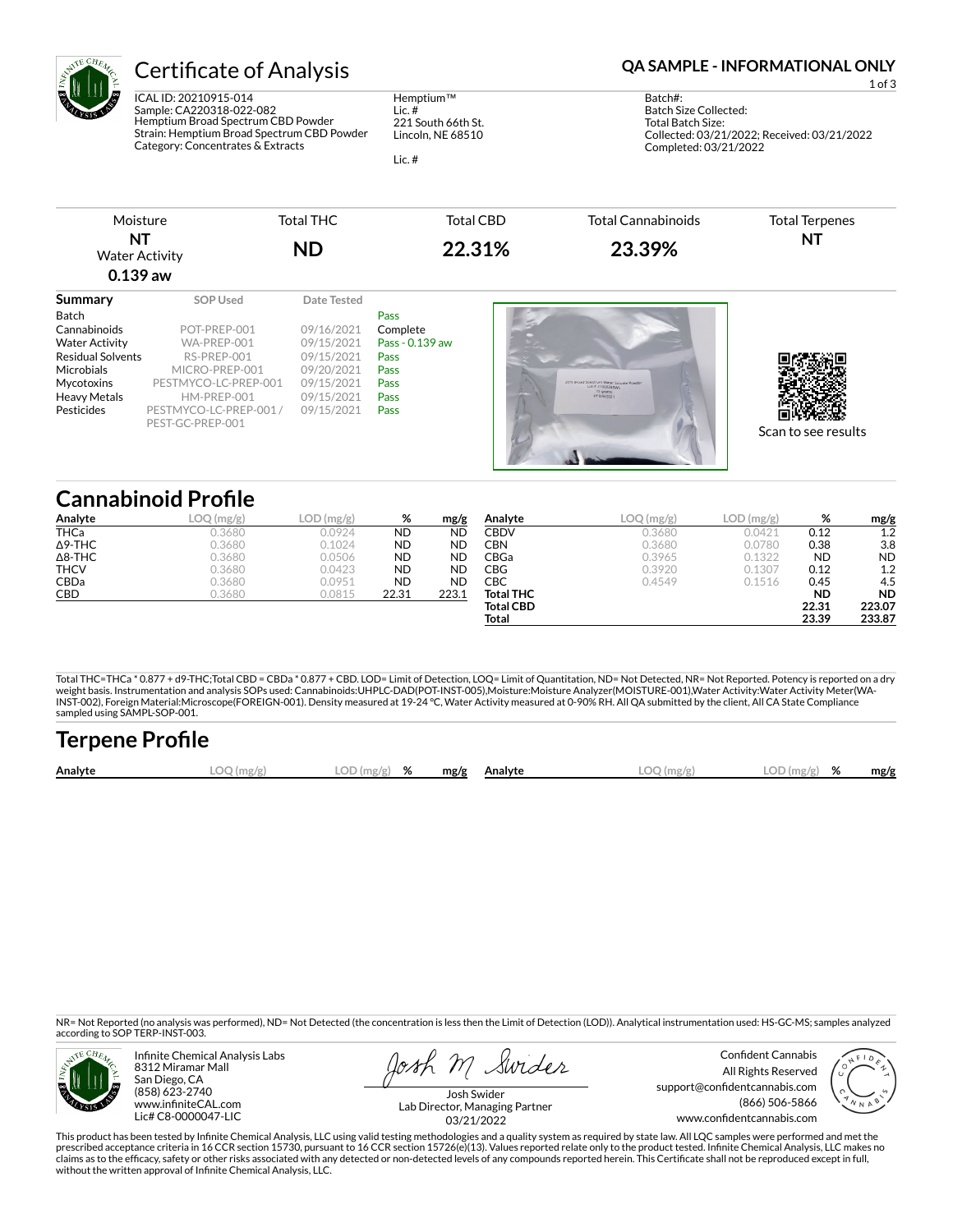# Certificate of Analysis

**QA SAMPLE - INFORMATIONAL ONLY**

ICAL ID: 20210915-014
Sample: CA220318-022-082
Hemptium Broad Spectrum CBD Powder
Strain: Hemptium Broad Spectrum CBD Powder
Category: Concentrates & Extracts

Hemptium™
Lic. #
221 South 66th St.
Lincoln, NE 68510

Lic. #

Batch#:
Batch Size Collected:
Total Batch Size:
Collected: 03/21/2022; Received: 03/21/2022
Completed: 03/21/2022

| Moisture | Total THC | Total CBD | Total Cannabinoids | Total Terpenes |
|---|---|---|---|---|
| **NT** Water Activity **0.139 aw** | **ND** | **22.31%** | **23.39%** | **NT** |

| Summary | SOP Used | Date Tested | |
|---|---|---|---|
| Batch | | | Pass |
| Cannabinoids | POT-PREP-001 | 09/16/2021 | Complete |
| Water Activity | WA-PREP-001 | 09/15/2021 | Pass - 0.139 aw |
| Residual Solvents | RS-PREP-001 | 09/15/2021 | Pass |
| Microbials | MICRO-PREP-001 | 09/20/2021 | Pass |
| Mycotoxins | PESTMYCO-LC-PREP-001 | 09/15/2021 | Pass |
| Heavy Metals | HM-PREP-001 | 09/15/2021 | Pass |
| Pesticides | PESTMYCO-LC-PREP-001 / PEST-GC-PREP-001 | 09/15/2021 | Pass |

Scan to see results

## Cannabinoid Profile

| Analyte | LOQ (mg/g) | LOD (mg/g) | % | mg/g |
|---|---|---|---|---|
| THCa | 0.3680 | 0.0924 | ND | ND |
| Δ9-THC | 0.3680 | 0.1024 | ND | ND |
| Δ8-THC | 0.3680 | 0.0506 | ND | ND |
| THCV | 0.3680 | 0.0423 | ND | ND |
| CBDa | 0.3680 | 0.0951 | ND | ND |
| CBD | 0.3680 | 0.0815 | 22.31 | 223.1 |
| CBDV | 0.3680 | 0.0421 | 0.12 | 1.2 |
| CBN | 0.3680 | 0.0780 | 0.38 | 3.8 |
| CBGa | 0.3965 | 0.1322 | ND | ND |
| CBG | 0.3920 | 0.1307 | 0.12 | 1.2 |
| CBC | 0.4549 | 0.1516 | 0.45 | 4.5 |
| **Total THC** | | | **ND** | **ND** |
| **Total CBD** | | | **22.31** | **223.07** |
| **Total** | | | **23.39** | **233.87** |

Total THC=THCa * 0.877 + d9-THC;Total CBD = CBDa * 0.877 + CBD. LOD= Limit of Detection, LOQ= Limit of Quantitation, ND= Not Detected, NR= Not Reported. Potency is reported on a dry weight basis. Instrumentation and analysis SOPs used: Cannabinoids:UHPLC-DAD(POT-INST-005),Moisture:Moisture Analyzer(MOISTURE-001),Water Activity:Water Activity Meter(WA-INST-002), Foreign Material:Microscope(FOREIGN-001). Density measured at 19-24 °C, Water Activity measured at 0-90% RH. All QA submitted by the client, All CA State Compliance sampled using SAMPL-SOP-001.

## Terpene Profile

| Analyte | LOQ (mg/g) | LOD (mg/g) | % | mg/g | Analyte | LOQ (mg/g) | LOD (mg/g) | % | mg/g |
|---|---|---|---|---|---|---|---|---|---|

NR= Not Reported (no analysis was performed), ND= Not Detected (the concentration is less then the Limit of Detection (LOD)). Analytical instrumentation used: HS-GC-MS; samples analyzed according to SOP TERP-INST-003.

Infinite Chemical Analysis Labs
8312 Miramar Mall
San Diego, CA
(858) 623-2740
www.infiniteCAL.com
Lic# C8-0000047-LIC

Josh Swider
Lab Director, Managing Partner
03/21/2022

Confident Cannabis
All Rights Reserved
support@confidentcannabis.com
(866) 506-5866
www.confidentcannabis.com

This product has been tested by Infinite Chemical Analysis, LLC using valid testing methodologies and a quality system as required by state law. All LQC samples were performed and met the prescribed acceptance criteria in 16 CCR section 15730, pursuant to 16 CCR section 15726(e)(13). Values reported relate only to the product tested. Infinite Chemical Analysis, LLC makes no claims as to the efficacy, safety or other risks associated with any detected or non-detected levels of any compounds reported herein. This Certificate shall not be reproduced except in full, without the written approval of Infinite Chemical Analysis, LLC.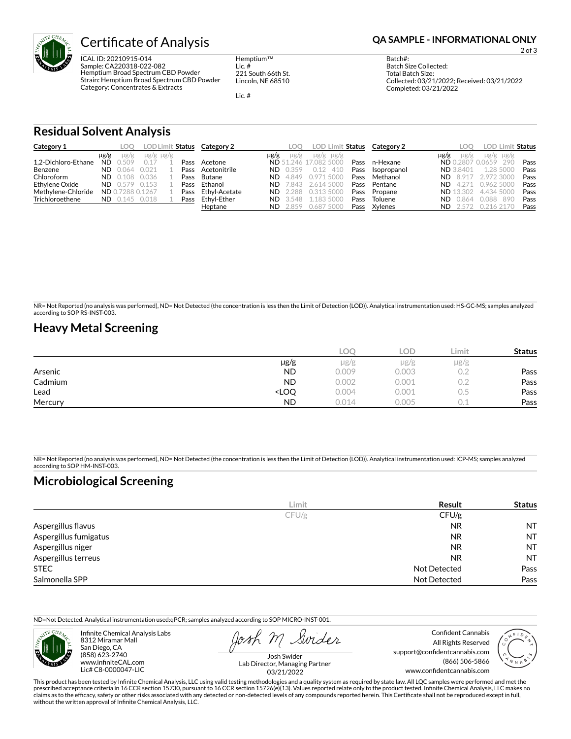# Certificate of Analysis

**QA SAMPLE - INFORMATIONAL ONLY**

ICAL ID: 20210915-014
Sample: CA220318-022-082
Hemptium Broad Spectrum CBD Powder
Strain: Hemptium Broad Spectrum CBD Powder
Category: Concentrates & Extracts

Hemptium™
Lic. #
221 South 66th St.
Lincoln, NE 68510

Lic. #

Batch#:
Batch Size Collected:
Total Batch Size:
Collected: 03/21/2022; Received: 03/21/2022
Completed: 03/21/2022

## Residual Solvent Analysis

| Category 1 | μg/g | LOQ μg/g | LOD μg/g | Limit μg/g | Status |
|---|---|---|---|---|---|
| 1,2-Dichloro-Ethane | ND | 0.509 | 0.17 | 1 | Pass |
| Benzene | ND | 0.064 | 0.021 | 1 | Pass |
| Chloroform | ND | 0.108 | 0.036 | 1 | Pass |
| Ethylene Oxide | ND | 0.579 | 0.153 | 1 | Pass |
| Methylene-Chloride | ND | 0.7288 | 0.1267 | 1 | Pass |
| Trichloroethene | ND | 0.145 | 0.018 | 1 | Pass |

| Category 2 | μg/g | LOQ μg/g | LOD μg/g | Limit μg/g | Status |
|---|---|---|---|---|---|
| Acetone | ND | 51.246 | 17.082 | 5000 | Pass |
| Acetonitrile | ND | 0.359 | 0.12 | 410 | Pass |
| Butane | ND | 4.849 | 0.971 | 5000 | Pass |
| Ethanol | ND | 7.843 | 2.614 | 5000 | Pass |
| Ethyl-Acetate | ND | 2.288 | 0.313 | 5000 | Pass |
| Ethyl-Ether | ND | 3.548 | 1.183 | 5000 | Pass |
| Heptane | ND | 2.859 | 0.687 | 5000 | Pass |
| n-Hexane | ND | 0.2807 | 0.0659 | 290 | Pass |
| Isopropanol | ND | 3.8401 | 1.28 | 5000 | Pass |
| Methanol | ND | 8.917 | 2.972 | 3000 | Pass |
| Pentane | ND | 4.271 | 0.962 | 5000 | Pass |
| Propane | ND | 13.302 | 4.434 | 5000 | Pass |
| Toluene | ND | 0.864 | 0.088 | 890 | Pass |
| Xylenes | ND | 2.572 | 0.216 | 2170 | Pass |

NR= Not Reported (no analysis was performed), ND= Not Detected (the concentration is less then the Limit of Detection (LOD)). Analytical instrumentation used: HS-GC-MS; samples analyzed according to SOP RS-INST-003.

## Heavy Metal Screening

| | μg/g | LOQ μg/g | LOD μg/g | Limit μg/g | Status |
|---|---|---|---|---|---|
| Arsenic | ND | 0.009 | 0.003 | 0.2 | Pass |
| Cadmium | ND | 0.002 | 0.001 | 0.2 | Pass |
| Lead | <LOQ | 0.004 | 0.001 | 0.5 | Pass |
| Mercury | ND | 0.014 | 0.005 | 0.1 | Pass |

NR= Not Reported (no analysis was performed), ND= Not Detected (the concentration is less then the Limit of Detection (LOD)). Analytical instrumentation used: ICP-MS; samples analyzed according to SOP HM-INST-003.

## Microbiological Screening

| | Limit CFU/g | Result CFU/g | Status |
|---|---|---|---|
| Aspergillus flavus | | NR | NT |
| Aspergillus fumigatus | | NR | NT |
| Aspergillus niger | | NR | NT |
| Aspergillus terreus | | NR | NT |
| STEC | | Not Detected | Pass |
| Salmonella SPP | | Not Detected | Pass |

ND=Not Detected. Analytical instrumentation used:qPCR; samples analyzed according to SOP MICRO-INST-001.

Infinite Chemical Analysis Labs
8312 Miramar Mall
San Diego, CA
(858) 623-2740
www.infiniteCAL.com
Lic# C8-0000047-LIC

Josh Swider
Lab Director, Managing Partner
03/21/2022

Confident Cannabis
All Rights Reserved
support@confidentcannabis.com
(866) 506-5866
www.confidentcannabis.com

This product has been tested by Infinite Chemical Analysis, LLC using valid testing methodologies and a quality system as required by state law. All LQC samples were performed and met the prescribed acceptance criteria in 16 CCR section 15730, pursuant to 16 CCR section 15726(e)(13). Values reported relate only to the product tested. Infinite Chemical Analysis, LLC makes no claims as to the efficacy, safety or other risks associated with any detected or non-detected levels of any compounds reported herein. This Certificate shall not be reproduced except in full, without the written approval of Infinite Chemical Analysis, LLC.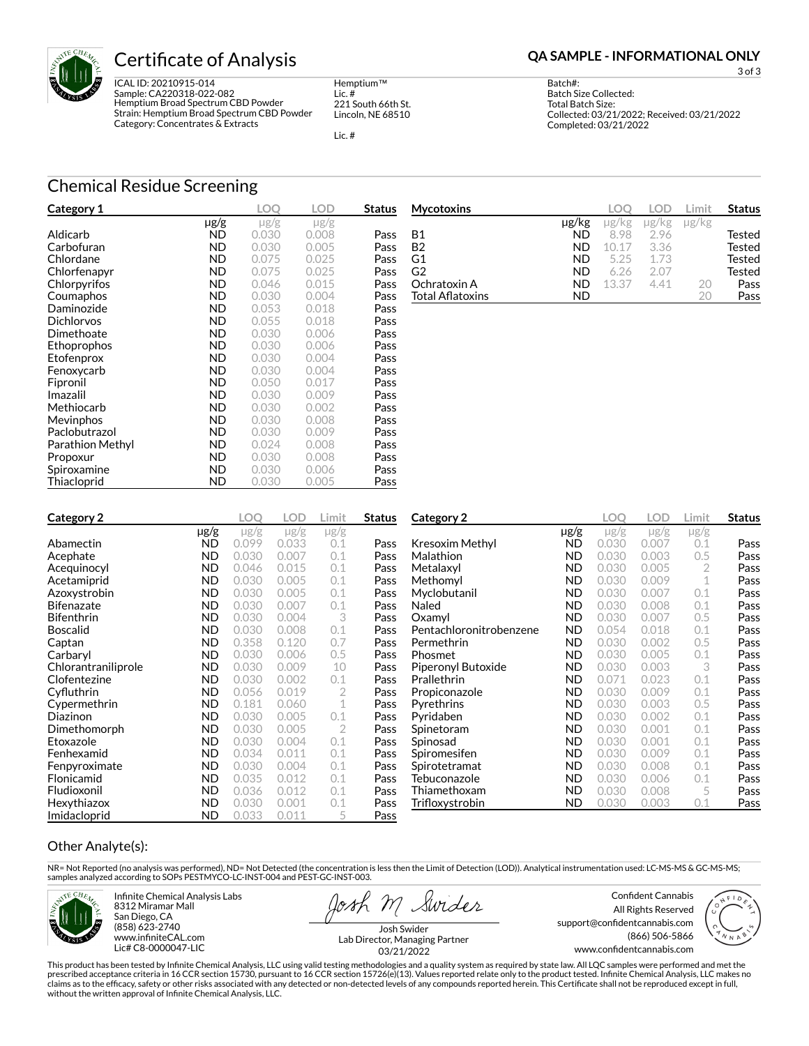# Certificate of Analysis

**QA SAMPLE - INFORMATIONAL ONLY**

ICAL ID: 20210915-014
Sample: CA220318-022-082
Hemptium Broad Spectrum CBD Powder
Strain: Hemptium Broad Spectrum CBD Powder
Category: Concentrates & Extracts

Hemptium™
Lic. #
221 South 66th St.
Lincoln, NE 68510

Lic. #

Batch#:
Batch Size Collected:
Total Batch Size:
Collected: 03/21/2022; Received: 03/21/2022
Completed: 03/21/2022

## Chemical Residue Screening

| Category 1 | | LOQ | LOD | Status |
|---|---|---|---|---|
| | μg/g | μg/g | μg/g | |
| Aldicarb | ND | 0.030 | 0.008 | Pass |
| Carbofuran | ND | 0.030 | 0.005 | Pass |
| Chlordane | ND | 0.075 | 0.025 | Pass |
| Chlorfenapyr | ND | 0.075 | 0.025 | Pass |
| Chlorpyrifos | ND | 0.046 | 0.015 | Pass |
| Coumaphos | ND | 0.030 | 0.004 | Pass |
| Daminozide | ND | 0.053 | 0.018 | Pass |
| Dichlorvos | ND | 0.055 | 0.018 | Pass |
| Dimethoate | ND | 0.030 | 0.006 | Pass |
| Ethoprophos | ND | 0.030 | 0.006 | Pass |
| Etofenprox | ND | 0.030 | 0.004 | Pass |
| Fenoxycarb | ND | 0.030 | 0.004 | Pass |
| Fipronil | ND | 0.050 | 0.017 | Pass |
| Imazalil | ND | 0.030 | 0.009 | Pass |
| Methiocarb | ND | 0.030 | 0.002 | Pass |
| Mevinphos | ND | 0.030 | 0.008 | Pass |
| Paclobutrazol | ND | 0.030 | 0.009 | Pass |
| Parathion Methyl | ND | 0.024 | 0.008 | Pass |
| Propoxur | ND | 0.030 | 0.008 | Pass |
| Spiroxamine | ND | 0.030 | 0.006 | Pass |
| Thiacloprid | ND | 0.030 | 0.005 | Pass |

| Mycotoxins | | LOQ | LOD | Limit | Status |
|---|---|---|---|---|---|
| | μg/kg | μg/kg | μg/kg | μg/kg | |
| B1 | ND | 8.98 | 2.96 | | Tested |
| B2 | ND | 10.17 | 3.36 | | Tested |
| G1 | ND | 5.25 | 1.73 | | Tested |
| G2 | ND | 6.26 | 2.07 | | Tested |
| Ochratoxin A | ND | 13.37 | 4.41 | 20 | Pass |
| Total Aflatoxins | ND | | | 20 | Pass |

| Category 2 | | LOQ | LOD | Limit | Status |
|---|---|---|---|---|---|
| | μg/g | μg/g | μg/g | μg/g | |
| Abamectin | ND | 0.099 | 0.033 | 0.1 | Pass |
| Acephate | ND | 0.030 | 0.007 | 0.1 | Pass |
| Acequinocyl | ND | 0.046 | 0.015 | 0.1 | Pass |
| Acetamiprid | ND | 0.030 | 0.005 | 0.1 | Pass |
| Azoxystrobin | ND | 0.030 | 0.005 | 0.1 | Pass |
| Bifenazate | ND | 0.030 | 0.007 | 0.1 | Pass |
| Bifenthrin | ND | 0.030 | 0.004 | 3 | Pass |
| Boscalid | ND | 0.030 | 0.008 | 0.1 | Pass |
| Captan | ND | 0.358 | 0.120 | 0.7 | Pass |
| Carbaryl | ND | 0.030 | 0.006 | 0.5 | Pass |
| Chlorantraniliprole | ND | 0.030 | 0.009 | 10 | Pass |
| Clofentezine | ND | 0.030 | 0.002 | 0.1 | Pass |
| Cyfluthrin | ND | 0.056 | 0.019 | 2 | Pass |
| Cypermethrin | ND | 0.181 | 0.060 | 1 | Pass |
| Diazinon | ND | 0.030 | 0.005 | 0.1 | Pass |
| Dimethomorph | ND | 0.030 | 0.005 | 2 | Pass |
| Etoxazole | ND | 0.030 | 0.004 | 0.1 | Pass |
| Fenhexamid | ND | 0.034 | 0.011 | 0.1 | Pass |
| Fenpyroximate | ND | 0.030 | 0.004 | 0.1 | Pass |
| Flonicamid | ND | 0.035 | 0.012 | 0.1 | Pass |
| Fludioxonil | ND | 0.036 | 0.012 | 0.1 | Pass |
| Hexythiazox | ND | 0.030 | 0.001 | 0.1 | Pass |
| Imidacloprid | ND | 0.033 | 0.011 | 5 | Pass |

| Category 2 | | LOQ | LOD | Limit | Status |
|---|---|---|---|---|---|
| | μg/g | μg/g | μg/g | μg/g | |
| Kresoxim Methyl | ND | 0.030 | 0.007 | 0.1 | Pass |
| Malathion | ND | 0.030 | 0.003 | 0.5 | Pass |
| Metalaxyl | ND | 0.030 | 0.005 | 2 | Pass |
| Methomyl | ND | 0.030 | 0.009 | 1 | Pass |
| Myclobutanil | ND | 0.030 | 0.007 | 0.1 | Pass |
| Naled | ND | 0.030 | 0.008 | 0.1 | Pass |
| Oxamyl | ND | 0.030 | 0.007 | 0.5 | Pass |
| Pentachloronitrobenzene | ND | 0.054 | 0.018 | 0.1 | Pass |
| Permethrin | ND | 0.030 | 0.002 | 0.5 | Pass |
| Phosmet | ND | 0.030 | 0.005 | 0.1 | Pass |
| Piperonyl Butoxide | ND | 0.030 | 0.003 | 3 | Pass |
| Prallethrin | ND | 0.071 | 0.023 | 0.1 | Pass |
| Propiconazole | ND | 0.030 | 0.009 | 0.1 | Pass |
| Pyrethrins | ND | 0.030 | 0.003 | 0.5 | Pass |
| Pyridaben | ND | 0.030 | 0.002 | 0.1 | Pass |
| Spinetoram | ND | 0.030 | 0.001 | 0.1 | Pass |
| Spinosad | ND | 0.030 | 0.001 | 0.1 | Pass |
| Spiromesifen | ND | 0.030 | 0.009 | 0.1 | Pass |
| Spirotetramat | ND | 0.030 | 0.008 | 0.1 | Pass |
| Tebuconazole | ND | 0.030 | 0.006 | 0.1 | Pass |
| Thiamethoxam | ND | 0.030 | 0.008 | 5 | Pass |
| Trifloxystrobin | ND | 0.030 | 0.003 | 0.1 | Pass |

## Other Analyte(s):

NR= Not Reported (no analysis was performed), ND= Not Detected (the concentration is less then the Limit of Detection (LOD)). Analytical instrumentation used: LC-MS-MS & GC-MS-MS; samples analyzed according to SOPs PESTMYCO-LC-INST-004 and PEST-GC-INST-003.

Infinite Chemical Analysis Labs
8312 Miramar Mall
San Diego, CA
(858) 623-2740
www.infiniteCAL.com
Lic# C8-0000047-LIC

Josh Swider
Lab Director, Managing Partner
03/21/2022

Confident Cannabis
All Rights Reserved
support@confidentcannabis.com
(866) 506-5866
www.confidentcannabis.com

This product has been tested by Infinite Chemical Analysis, LLC using valid testing methodologies and a quality system as required by state law. All LQC samples were performed and met the prescribed acceptance criteria in 16 CCR section 15730, pursuant to 16 CCR section 15726(e)(13). Values reported relate only to the product tested. Infinite Chemical Analysis, LLC makes no claims as to the efficacy, safety or other risks associated with any detected or non-detected levels of any compounds reported herein. This Certificate shall not be reproduced except in full, without the written approval of Infinite Chemical Analysis, LLC.